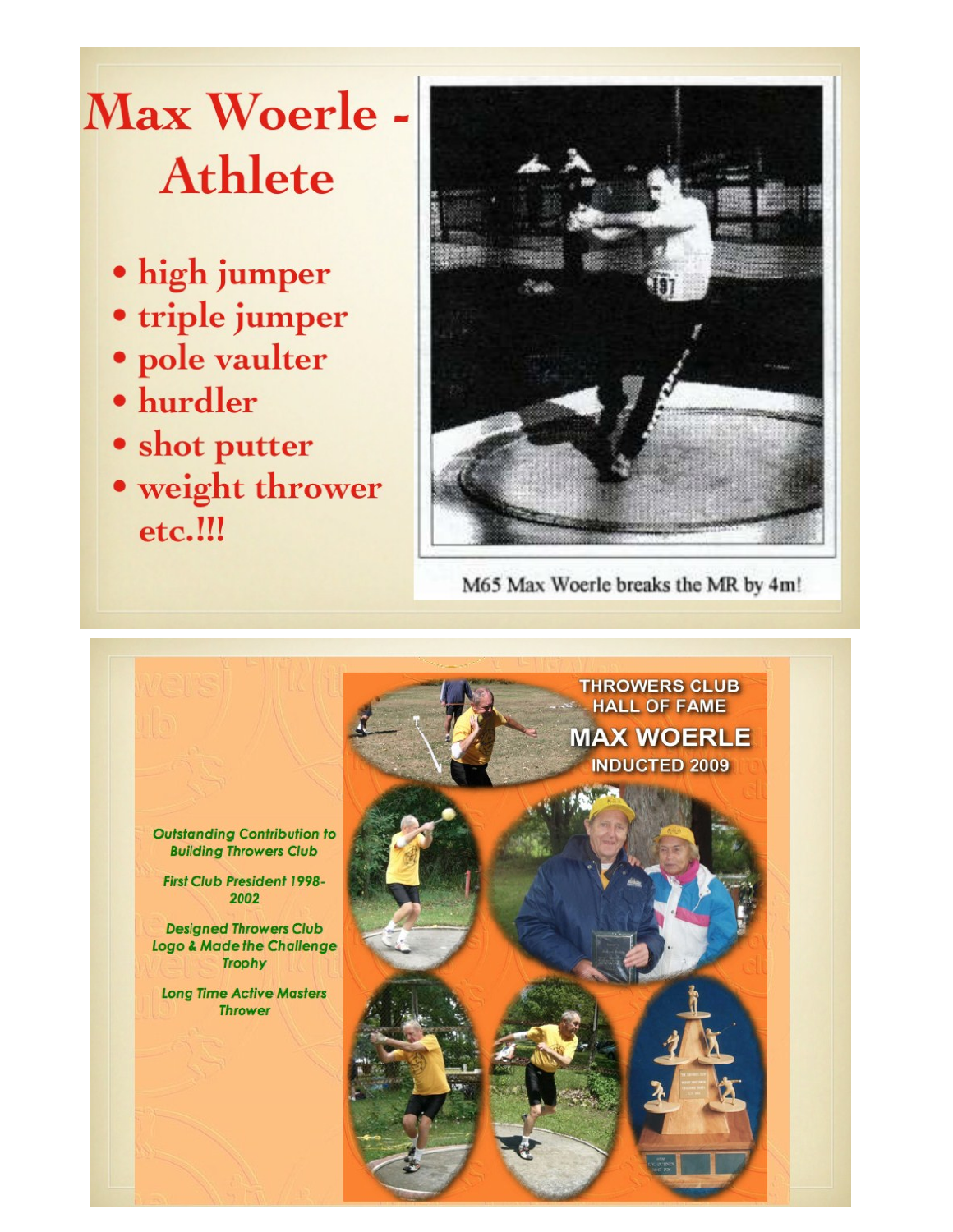# Max Woerle - Athlete

- high jumper
- triple jumper
- pole vaulter
- hurdler
- shot putter
- weight thrower

etc.!!!

M65 Max Woerle breaks the MR by 4m!

THROWERS CLUB HALL OF FAME

MAX WOERLE

INDUCTED 2009

*Outstanding Contribution to Building Throwers Club*

*First Club President 1998-2002*

*Designed Throwers Club Logo & Made the Challenge Trophy*

*Long Time Active Masters Thrower*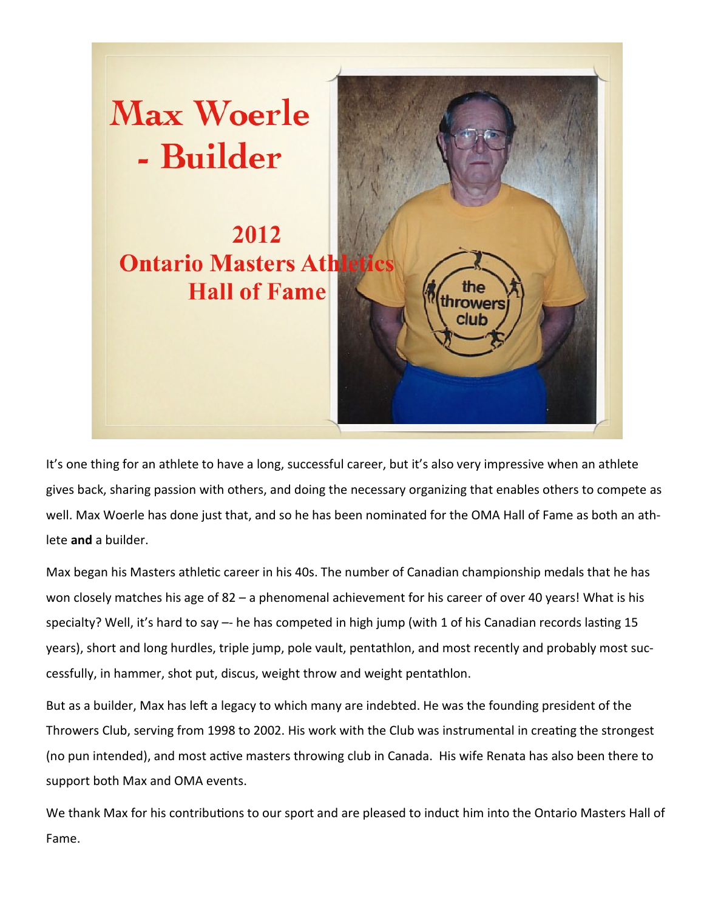# Max Woerle - Builder

## 2012 Ontario Masters Athletics Hall of Fame

It's one thing for an athlete to have a long, successful career, but it's also very impressive when an athlete gives back, sharing passion with others, and doing the necessary organizing that enables others to compete as well. Max Woerle has done just that, and so he has been nominated for the OMA Hall of Fame as both an athlete **and** a builder.

Max began his Masters athletic career in his 40s. The number of Canadian championship medals that he has won closely matches his age of 82 – a phenomenal achievement for his career of over 40 years! What is his specialty? Well, it's hard to say –- he has competed in high jump (with 1 of his Canadian records lasting 15 years), short and long hurdles, triple jump, pole vault, pentathlon, and most recently and probably most successfully, in hammer, shot put, discus, weight throw and weight pentathlon.

But as a builder, Max has left a legacy to which many are indebted. He was the founding president of the Throwers Club, serving from 1998 to 2002. His work with the Club was instrumental in creating the strongest (no pun intended), and most active masters throwing club in Canada. His wife Renata has also been there to support both Max and OMA events.

We thank Max for his contributions to our sport and are pleased to induct him into the Ontario Masters Hall of Fame.